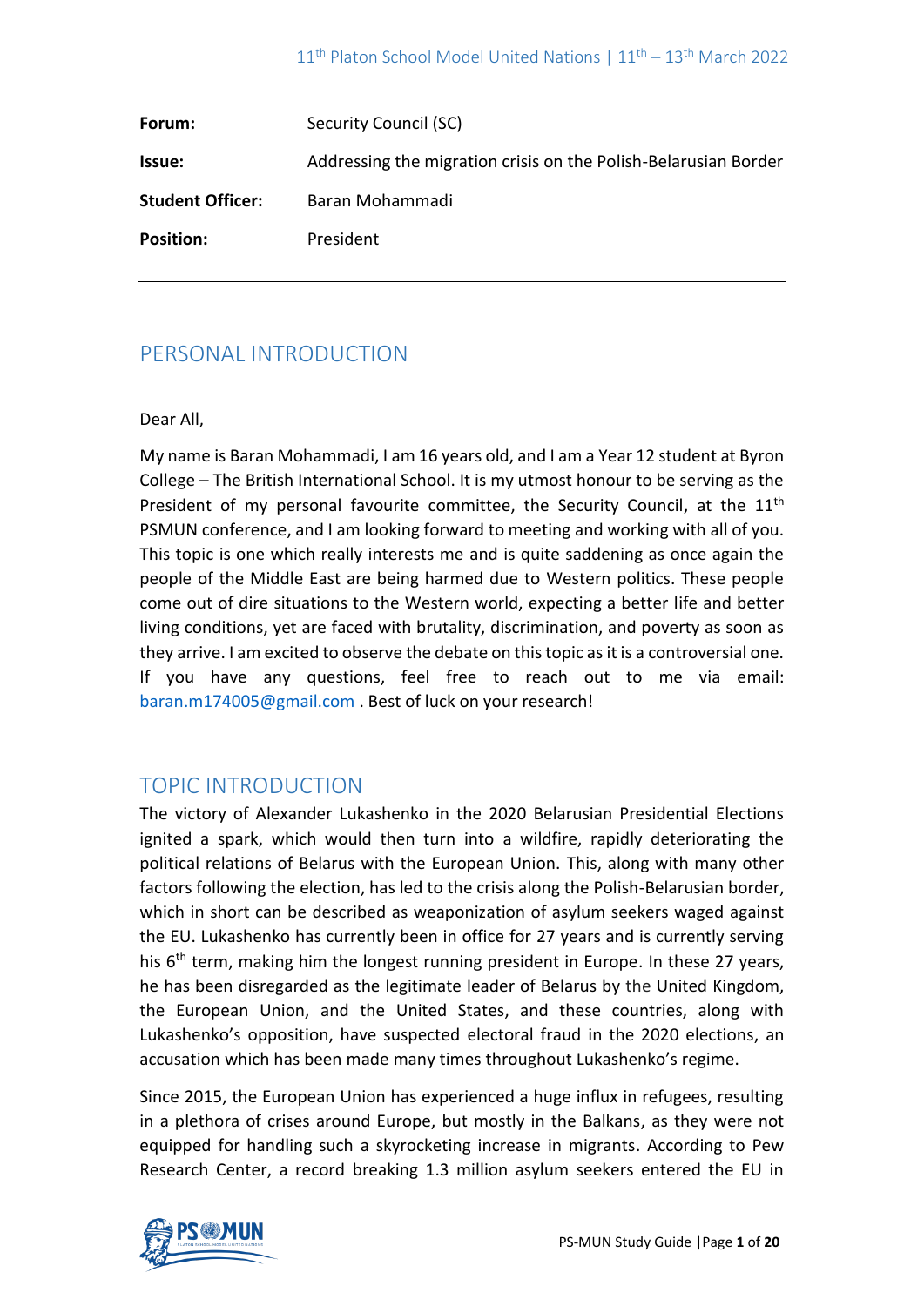| | |
|---|---|
| **Forum:** | Security Council (SC) |
| **Issue:** | Addressing the migration crisis on the Polish-Belarusian Border |
| **Student Officer:** | Baran Mohammadi |
| **Position:** | President |

## PERSONAL INTRODUCTION

Dear All,

My name is Baran Mohammadi, I am 16 years old, and I am a Year 12 student at Byron College – The British International School. It is my utmost honour to be serving as the President of my personal favourite committee, the Security Council, at the 11th PSMUN conference, and I am looking forward to meeting and working with all of you. This topic is one which really interests me and is quite saddening as once again the people of the Middle East are being harmed due to Western politics. These people come out of dire situations to the Western world, expecting a better life and better living conditions, yet are faced with brutality, discrimination, and poverty as soon as they arrive. I am excited to observe the debate on this topic as it is a controversial one. If you have any questions, feel free to reach out to me via email: baran.m174005@gmail.com . Best of luck on your research!

## TOPIC INTRODUCTION

The victory of Alexander Lukashenko in the 2020 Belarusian Presidential Elections ignited a spark, which would then turn into a wildfire, rapidly deteriorating the political relations of Belarus with the European Union. This, along with many other factors following the election, has led to the crisis along the Polish-Belarusian border, which in short can be described as weaponization of asylum seekers waged against the EU. Lukashenko has currently been in office for 27 years and is currently serving his 6th term, making him the longest running president in Europe. In these 27 years, he has been disregarded as the legitimate leader of Belarus by the United Kingdom, the European Union, and the United States, and these countries, along with Lukashenko's opposition, have suspected electoral fraud in the 2020 elections, an accusation which has been made many times throughout Lukashenko's regime.

Since 2015, the European Union has experienced a huge influx in refugees, resulting in a plethora of crises around Europe, but mostly in the Balkans, as they were not equipped for handling such a skyrocketing increase in migrants. According to Pew Research Center, a record breaking 1.3 million asylum seekers entered the EU in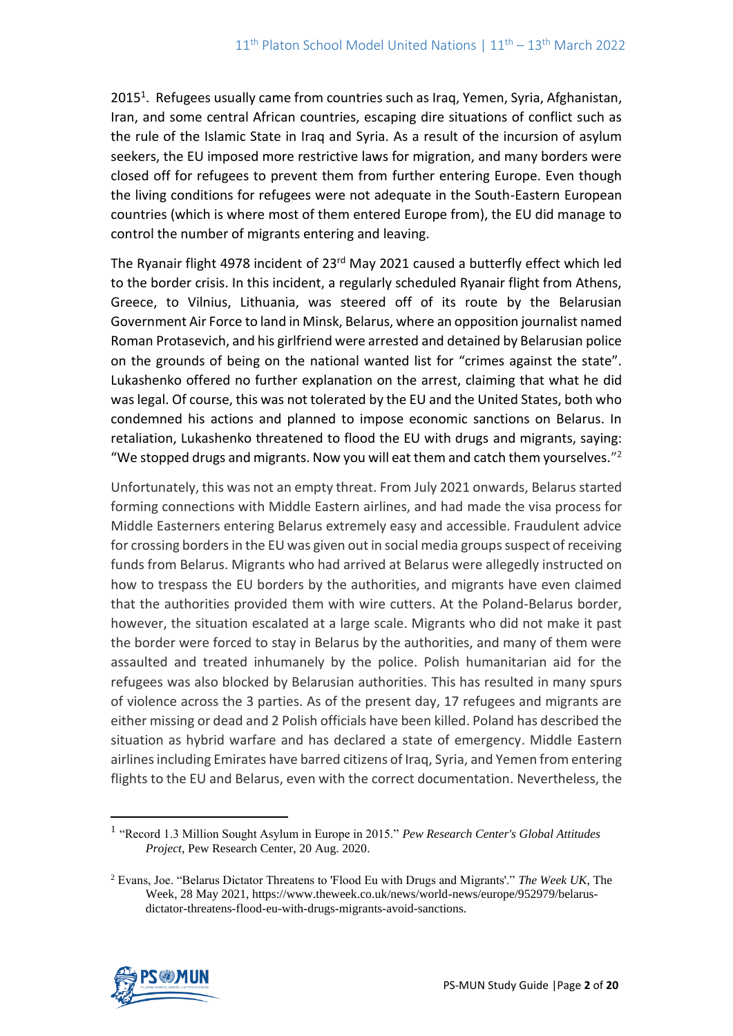2015[1]. Refugees usually came from countries such as Iraq, Yemen, Syria, Afghanistan, Iran, and some central African countries, escaping dire situations of conflict such as the rule of the Islamic State in Iraq and Syria. As a result of the incursion of asylum seekers, the EU imposed more restrictive laws for migration, and many borders were closed off for refugees to prevent them from further entering Europe. Even though the living conditions for refugees were not adequate in the South-Eastern European countries (which is where most of them entered Europe from), the EU did manage to control the number of migrants entering and leaving.

The Ryanair flight 4978 incident of 23rd May 2021 caused a butterfly effect which led to the border crisis. In this incident, a regularly scheduled Ryanair flight from Athens, Greece, to Vilnius, Lithuania, was steered off of its route by the Belarusian Government Air Force to land in Minsk, Belarus, where an opposition journalist named Roman Protasevich, and his girlfriend were arrested and detained by Belarusian police on the grounds of being on the national wanted list for "crimes against the state". Lukashenko offered no further explanation on the arrest, claiming that what he did was legal. Of course, this was not tolerated by the EU and the United States, both who condemned his actions and planned to impose economic sanctions on Belarus. In retaliation, Lukashenko threatened to flood the EU with drugs and migrants, saying: "We stopped drugs and migrants. Now you will eat them and catch them yourselves."[2]

Unfortunately, this was not an empty threat. From July 2021 onwards, Belarus started forming connections with Middle Eastern airlines, and had made the visa process for Middle Easterners entering Belarus extremely easy and accessible. Fraudulent advice for crossing borders in the EU was given out in social media groups suspect of receiving funds from Belarus. Migrants who had arrived at Belarus were allegedly instructed on how to trespass the EU borders by the authorities, and migrants have even claimed that the authorities provided them with wire cutters. At the Poland-Belarus border, however, the situation escalated at a large scale. Migrants who did not make it past the border were forced to stay in Belarus by the authorities, and many of them were assaulted and treated inhumanely by the police. Polish humanitarian aid for the refugees was also blocked by Belarusian authorities. This has resulted in many spurs of violence across the 3 parties. As of the present day, 17 refugees and migrants are either missing or dead and 2 Polish officials have been killed. Poland has described the situation as hybrid warfare and has declared a state of emergency. Middle Eastern airlines including Emirates have barred citizens of Iraq, Syria, and Yemen from entering flights to the EU and Belarus, even with the correct documentation. Nevertheless, the

---

[1] "Record 1.3 Million Sought Asylum in Europe in 2015." *Pew Research Center's Global Attitudes Project*, Pew Research Center, 20 Aug. 2020.

[2] Evans, Joe. "Belarus Dictator Threatens to 'Flood Eu with Drugs and Migrants'." *The Week UK*, The Week, 28 May 2021, https://www.theweek.co.uk/news/world-news/europe/952979/belarus-dictator-threatens-flood-eu-with-drugs-migrants-avoid-sanctions.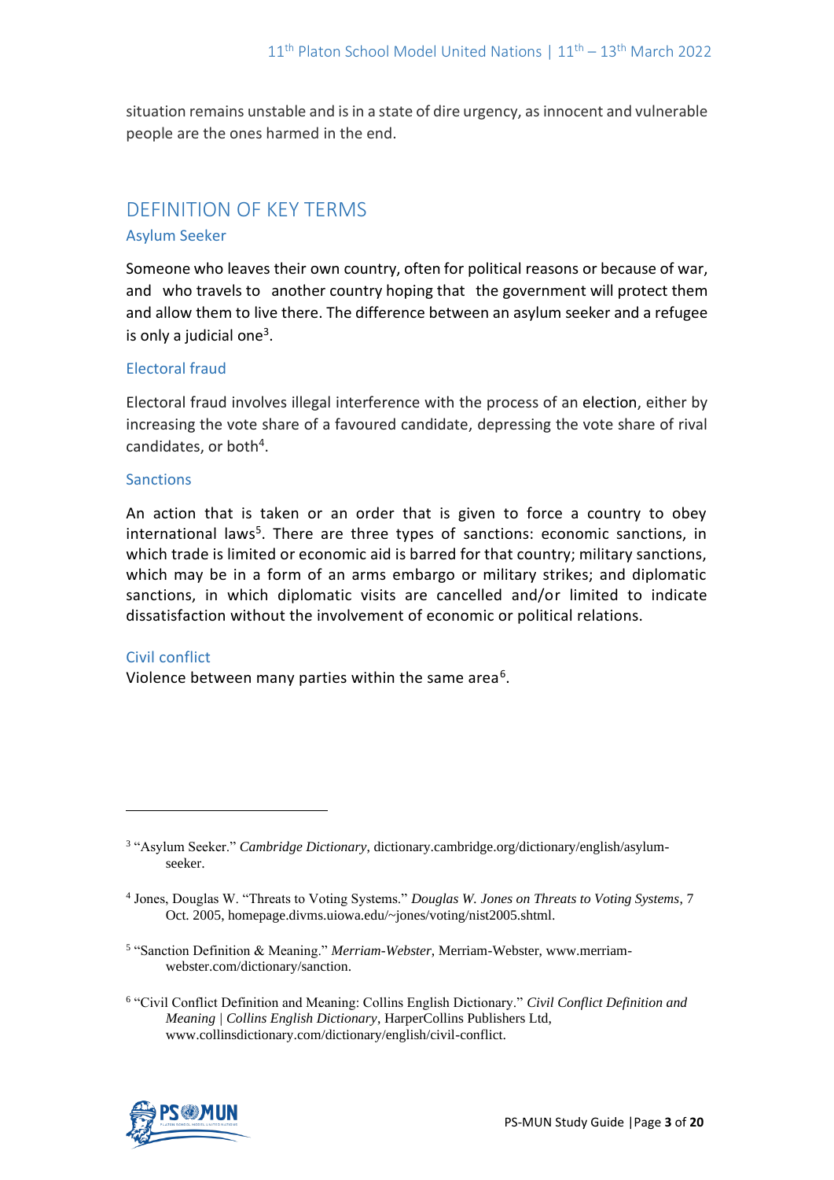situation remains unstable and is in a state of dire urgency, as innocent and vulnerable people are the ones harmed in the end.

## DEFINITION OF KEY TERMS

### Asylum Seeker

Someone who leaves their own country, often for political reasons or because of war, and who travels to another country hoping that the government will protect them and allow them to live there. The difference between an asylum seeker and a refugee is only a judicial one[3].

### Electoral fraud

Electoral fraud involves illegal interference with the process of an election, either by increasing the vote share of a favoured candidate, depressing the vote share of rival candidates, or both[4].

### Sanctions

An action that is taken or an order that is given to force a country to obey international laws[5]. There are three types of sanctions: economic sanctions, in which trade is limited or economic aid is barred for that country; military sanctions, which may be in a form of an arms embargo or military strikes; and diplomatic sanctions, in which diplomatic visits are cancelled and/or limited to indicate dissatisfaction without the involvement of economic or political relations.

### Civil conflict

Violence between many parties within the same area[6].

---

[3] "Asylum Seeker." *Cambridge Dictionary*, dictionary.cambridge.org/dictionary/english/asylum-seeker.

[4] Jones, Douglas W. "Threats to Voting Systems." *Douglas W. Jones on Threats to Voting Systems*, 7 Oct. 2005, homepage.divms.uiowa.edu/~jones/voting/nist2005.shtml.

[5] "Sanction Definition & Meaning." *Merriam-Webster*, Merriam-Webster, www.merriam-webster.com/dictionary/sanction.

[6] "Civil Conflict Definition and Meaning: Collins English Dictionary." *Civil Conflict Definition and Meaning | Collins English Dictionary*, HarperCollins Publishers Ltd, www.collinsdictionary.com/dictionary/english/civil-conflict.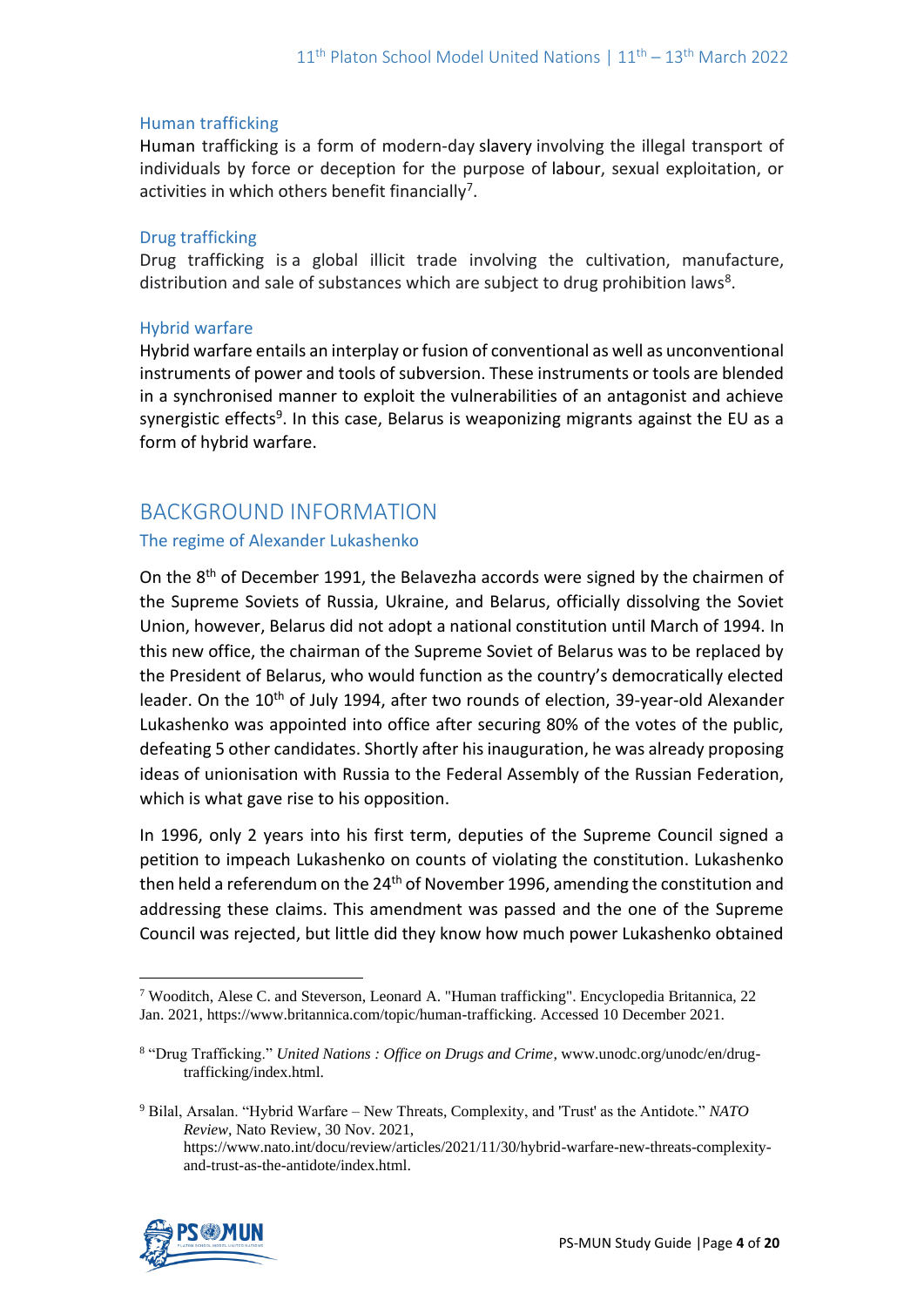### Human trafficking

Human trafficking is a form of modern-day slavery involving the illegal transport of individuals by force or deception for the purpose of labour, sexual exploitation, or activities in which others benefit financially[7].

### Drug trafficking

Drug trafficking is a global illicit trade involving the cultivation, manufacture, distribution and sale of substances which are subject to drug prohibition laws[8].

### Hybrid warfare

Hybrid warfare entails an interplay or fusion of conventional as well as unconventional instruments of power and tools of subversion. These instruments or tools are blended in a synchronised manner to exploit the vulnerabilities of an antagonist and achieve synergistic effects[9]. In this case, Belarus is weaponizing migrants against the EU as a form of hybrid warfare.

## BACKGROUND INFORMATION

### The regime of Alexander Lukashenko

On the 8th of December 1991, the Belavezha accords were signed by the chairmen of the Supreme Soviets of Russia, Ukraine, and Belarus, officially dissolving the Soviet Union, however, Belarus did not adopt a national constitution until March of 1994. In this new office, the chairman of the Supreme Soviet of Belarus was to be replaced by the President of Belarus, who would function as the country's democratically elected leader. On the 10th of July 1994, after two rounds of election, 39-year-old Alexander Lukashenko was appointed into office after securing 80% of the votes of the public, defeating 5 other candidates. Shortly after his inauguration, he was already proposing ideas of unionisation with Russia to the Federal Assembly of the Russian Federation, which is what gave rise to his opposition.

In 1996, only 2 years into his first term, deputies of the Supreme Council signed a petition to impeach Lukashenko on counts of violating the constitution. Lukashenko then held a referendum on the 24th of November 1996, amending the constitution and addressing these claims. This amendment was passed and the one of the Supreme Council was rejected, but little did they know how much power Lukashenko obtained

---

[7] Wooditch, Alese C. and Steverson, Leonard A. "Human trafficking". Encyclopedia Britannica, 22 Jan. 2021, https://www.britannica.com/topic/human-trafficking. Accessed 10 December 2021.

[8] "Drug Trafficking." *United Nations : Office on Drugs and Crime*, www.unodc.org/unodc/en/drug-trafficking/index.html.

[9] Bilal, Arsalan. "Hybrid Warfare – New Threats, Complexity, and 'Trust' as the Antidote." *NATO Review*, Nato Review, 30 Nov. 2021, https://www.nato.int/docu/review/articles/2021/11/30/hybrid-warfare-new-threats-complexity-and-trust-as-the-antidote/index.html.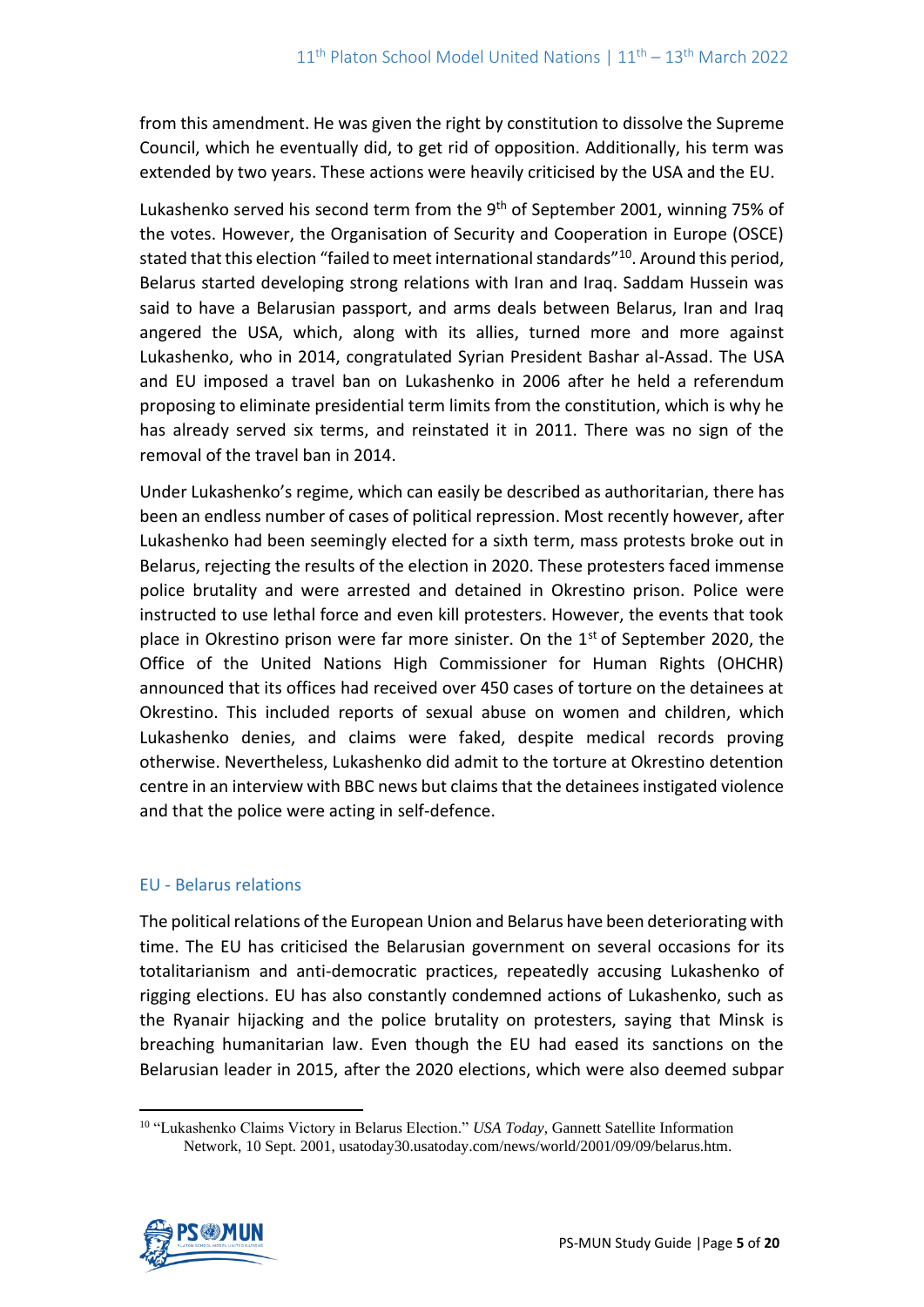from this amendment. He was given the right by constitution to dissolve the Supreme Council, which he eventually did, to get rid of opposition. Additionally, his term was extended by two years. These actions were heavily criticised by the USA and the EU.

Lukashenko served his second term from the 9th of September 2001, winning 75% of the votes. However, the Organisation of Security and Cooperation in Europe (OSCE) stated that this election "failed to meet international standards"[10]. Around this period, Belarus started developing strong relations with Iran and Iraq. Saddam Hussein was said to have a Belarusian passport, and arms deals between Belarus, Iran and Iraq angered the USA, which, along with its allies, turned more and more against Lukashenko, who in 2014, congratulated Syrian President Bashar al-Assad. The USA and EU imposed a travel ban on Lukashenko in 2006 after he held a referendum proposing to eliminate presidential term limits from the constitution, which is why he has already served six terms, and reinstated it in 2011. There was no sign of the removal of the travel ban in 2014.

Under Lukashenko's regime, which can easily be described as authoritarian, there has been an endless number of cases of political repression. Most recently however, after Lukashenko had been seemingly elected for a sixth term, mass protests broke out in Belarus, rejecting the results of the election in 2020. These protesters faced immense police brutality and were arrested and detained in Okrestino prison. Police were instructed to use lethal force and even kill protesters. However, the events that took place in Okrestino prison were far more sinister. On the 1st of September 2020, the Office of the United Nations High Commissioner for Human Rights (OHCHR) announced that its offices had received over 450 cases of torture on the detainees at Okrestino. This included reports of sexual abuse on women and children, which Lukashenko denies, and claims were faked, despite medical records proving otherwise. Nevertheless, Lukashenko did admit to the torture at Okrestino detention centre in an interview with BBC news but claims that the detainees instigated violence and that the police were acting in self-defence.

## EU - Belarus relations

The political relations of the European Union and Belarus have been deteriorating with time. The EU has criticised the Belarusian government on several occasions for its totalitarianism and anti-democratic practices, repeatedly accusing Lukashenko of rigging elections. EU has also constantly condemned actions of Lukashenko, such as the Ryanair hijacking and the police brutality on protesters, saying that Minsk is breaching humanitarian law. Even though the EU had eased its sanctions on the Belarusian leader in 2015, after the 2020 elections, which were also deemed subpar

---

[10] "Lukashenko Claims Victory in Belarus Election." *USA Today*, Gannett Satellite Information Network, 10 Sept. 2001, usatoday30.usatoday.com/news/world/2001/09/09/belarus.htm.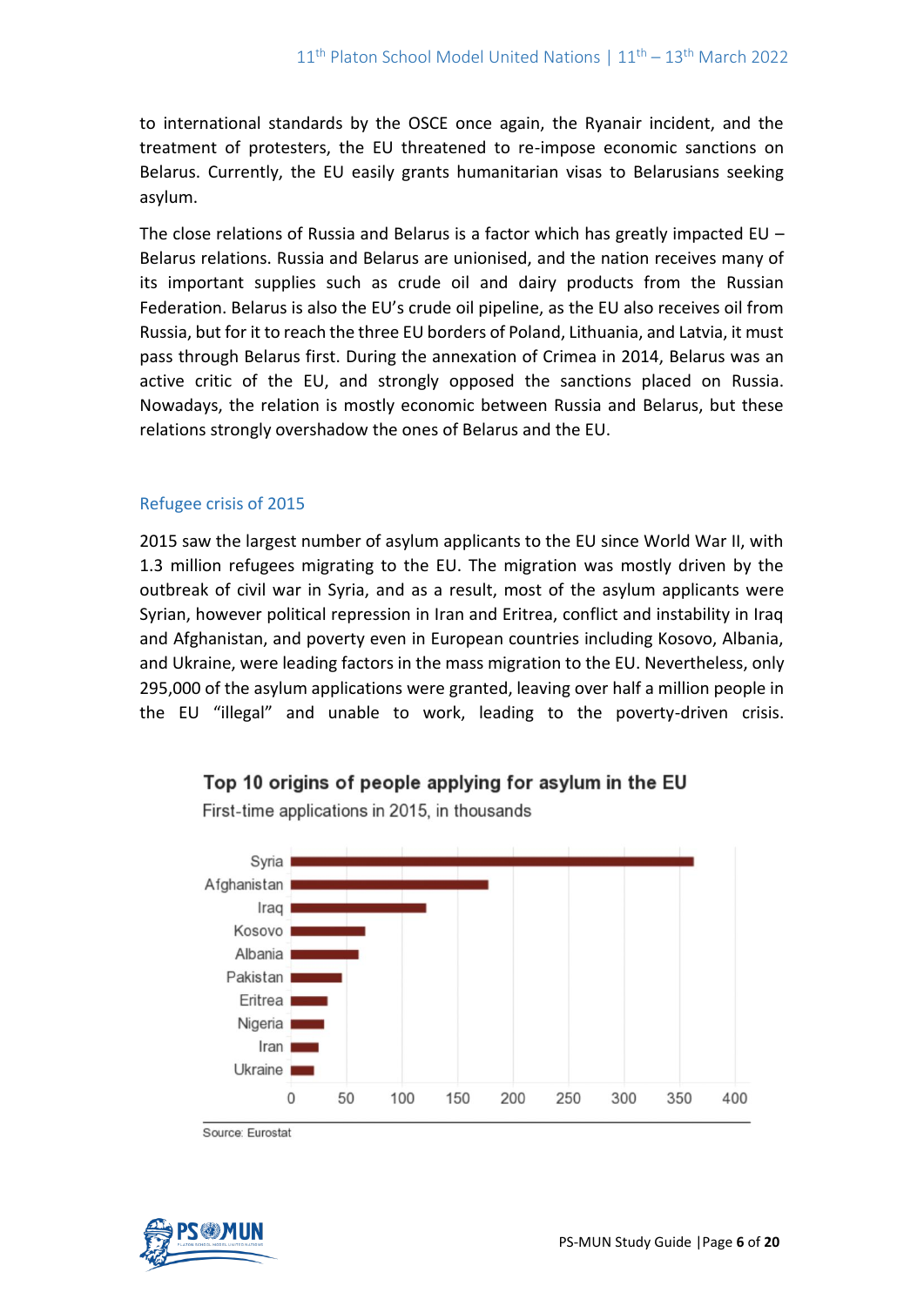to international standards by the OSCE once again, the Ryanair incident, and the treatment of protesters, the EU threatened to re-impose economic sanctions on Belarus. Currently, the EU easily grants humanitarian visas to Belarusians seeking asylum.

The close relations of Russia and Belarus is a factor which has greatly impacted EU – Belarus relations. Russia and Belarus are unionised, and the nation receives many of its important supplies such as crude oil and dairy products from the Russian Federation. Belarus is also the EU's crude oil pipeline, as the EU also receives oil from Russia, but for it to reach the three EU borders of Poland, Lithuania, and Latvia, it must pass through Belarus first. During the annexation of Crimea in 2014, Belarus was an active critic of the EU, and strongly opposed the sanctions placed on Russia. Nowadays, the relation is mostly economic between Russia and Belarus, but these relations strongly overshadow the ones of Belarus and the EU.

## Refugee crisis of 2015

2015 saw the largest number of asylum applicants to the EU since World War II, with 1.3 million refugees migrating to the EU. The migration was mostly driven by the outbreak of civil war in Syria, and as a result, most of the asylum applicants were Syrian, however political repression in Iran and Eritrea, conflict and instability in Iraq and Afghanistan, and poverty even in European countries including Kosovo, Albania, and Ukraine, were leading factors in the mass migration to the EU. Nevertheless, only 295,000 of the asylum applications were granted, leaving over half a million people in the EU "illegal" and unable to work, leading to the poverty-driven crisis.

**Top 10 origins of people applying for asylum in the EU**

First-time applications in 2015, in thousands

Syria, Afghanistan, Iraq, Kosovo, Albania, Pakistan, Eritrea, Nigeria, Iran, Ukraine

0, 50, 100, 150, 200, 250, 300, 350, 400

Source: Eurostat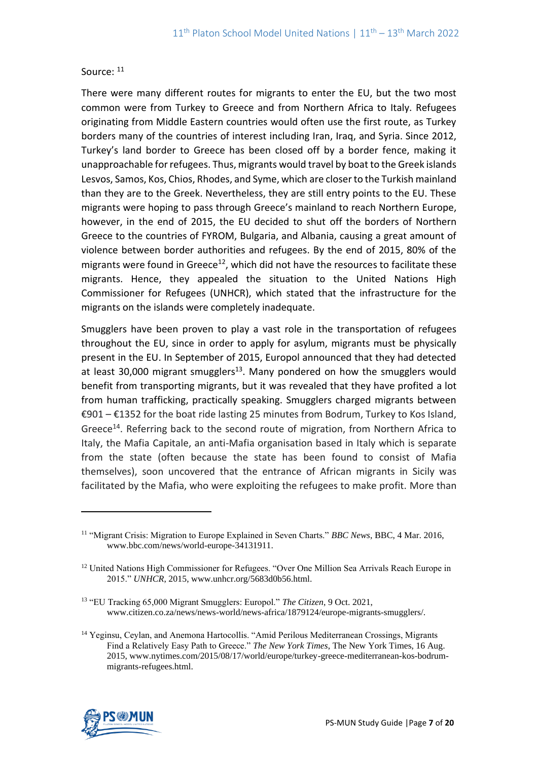Source: [11]

There were many different routes for migrants to enter the EU, but the two most common were from Turkey to Greece and from Northern Africa to Italy. Refugees originating from Middle Eastern countries would often use the first route, as Turkey borders many of the countries of interest including Iran, Iraq, and Syria. Since 2012, Turkey's land border to Greece has been closed off by a border fence, making it unapproachable for refugees. Thus, migrants would travel by boat to the Greek islands Lesvos, Samos, Kos, Chios, Rhodes, and Syme, which are closer to the Turkish mainland than they are to the Greek. Nevertheless, they are still entry points to the EU. These migrants were hoping to pass through Greece's mainland to reach Northern Europe, however, in the end of 2015, the EU decided to shut off the borders of Northern Greece to the countries of FYROM, Bulgaria, and Albania, causing a great amount of violence between border authorities and refugees. By the end of 2015, 80% of the migrants were found in Greece[12], which did not have the resources to facilitate these migrants. Hence, they appealed the situation to the United Nations High Commissioner for Refugees (UNHCR), which stated that the infrastructure for the migrants on the islands were completely inadequate.

Smugglers have been proven to play a vast role in the transportation of refugees throughout the EU, since in order to apply for asylum, migrants must be physically present in the EU. In September of 2015, Europol announced that they had detected at least 30,000 migrant smugglers[13]. Many pondered on how the smugglers would benefit from transporting migrants, but it was revealed that they have profited a lot from human trafficking, practically speaking. Smugglers charged migrants between €901 – €1352 for the boat ride lasting 25 minutes from Bodrum, Turkey to Kos Island, Greece[14]. Referring back to the second route of migration, from Northern Africa to Italy, the Mafia Capitale, an anti-Mafia organisation based in Italy which is separate from the state (often because the state has been found to consist of Mafia themselves), soon uncovered that the entrance of African migrants in Sicily was facilitated by the Mafia, who were exploiting the refugees to make profit. More than

---

[11] "Migrant Crisis: Migration to Europe Explained in Seven Charts." *BBC News*, BBC, 4 Mar. 2016, www.bbc.com/news/world-europe-34131911.

[12] United Nations High Commissioner for Refugees. "Over One Million Sea Arrivals Reach Europe in 2015." *UNHCR*, 2015, www.unhcr.org/5683d0b56.html.

[13] "EU Tracking 65,000 Migrant Smugglers: Europol." *The Citizen*, 9 Oct. 2021, www.citizen.co.za/news/news-world/news-africa/1879124/europe-migrants-smugglers/.

[14] Yeginsu, Ceylan, and Anemona Hartocollis. "Amid Perilous Mediterranean Crossings, Migrants Find a Relatively Easy Path to Greece." *The New York Times*, The New York Times, 16 Aug. 2015, www.nytimes.com/2015/08/17/world/europe/turkey-greece-mediterranean-kos-bodrum-migrants-refugees.html.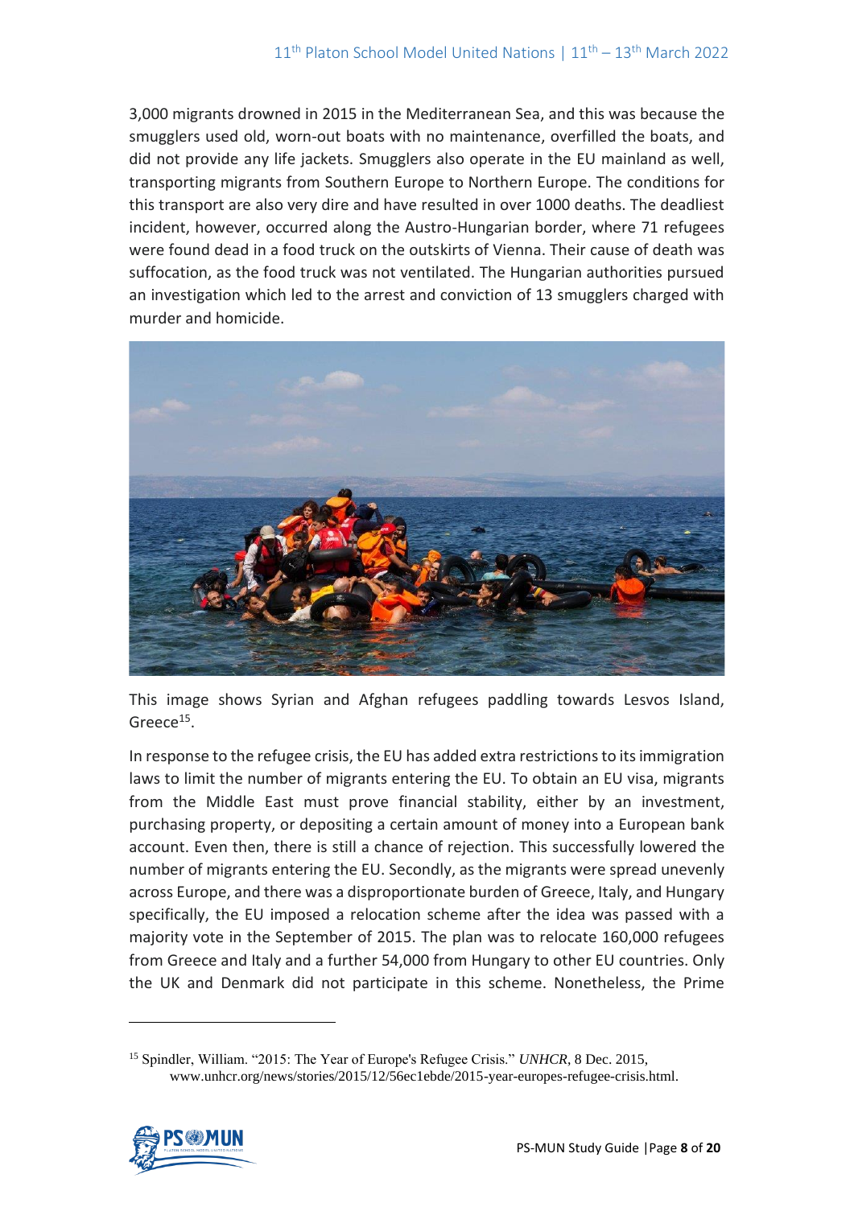3,000 migrants drowned in 2015 in the Mediterranean Sea, and this was because the smugglers used old, worn-out boats with no maintenance, overfilled the boats, and did not provide any life jackets. Smugglers also operate in the EU mainland as well, transporting migrants from Southern Europe to Northern Europe. The conditions for this transport are also very dire and have resulted in over 1000 deaths. The deadliest incident, however, occurred along the Austro-Hungarian border, where 71 refugees were found dead in a food truck on the outskirts of Vienna. Their cause of death was suffocation, as the food truck was not ventilated. The Hungarian authorities pursued an investigation which led to the arrest and conviction of 13 smugglers charged with murder and homicide.

This image shows Syrian and Afghan refugees paddling towards Lesvos Island, Greece[15].

In response to the refugee crisis, the EU has added extra restrictions to its immigration laws to limit the number of migrants entering the EU. To obtain an EU visa, migrants from the Middle East must prove financial stability, either by an investment, purchasing property, or depositing a certain amount of money into a European bank account. Even then, there is still a chance of rejection. This successfully lowered the number of migrants entering the EU. Secondly, as the migrants were spread unevenly across Europe, and there was a disproportionate burden of Greece, Italy, and Hungary specifically, the EU imposed a relocation scheme after the idea was passed with a majority vote in the September of 2015. The plan was to relocate 160,000 refugees from Greece and Italy and a further 54,000 from Hungary to other EU countries. Only the UK and Denmark did not participate in this scheme. Nonetheless, the Prime

[15] Spindler, William. "2015: The Year of Europe's Refugee Crisis." *UNHCR*, 8 Dec. 2015, www.unhcr.org/news/stories/2015/12/56ec1ebde/2015-year-europes-refugee-crisis.html.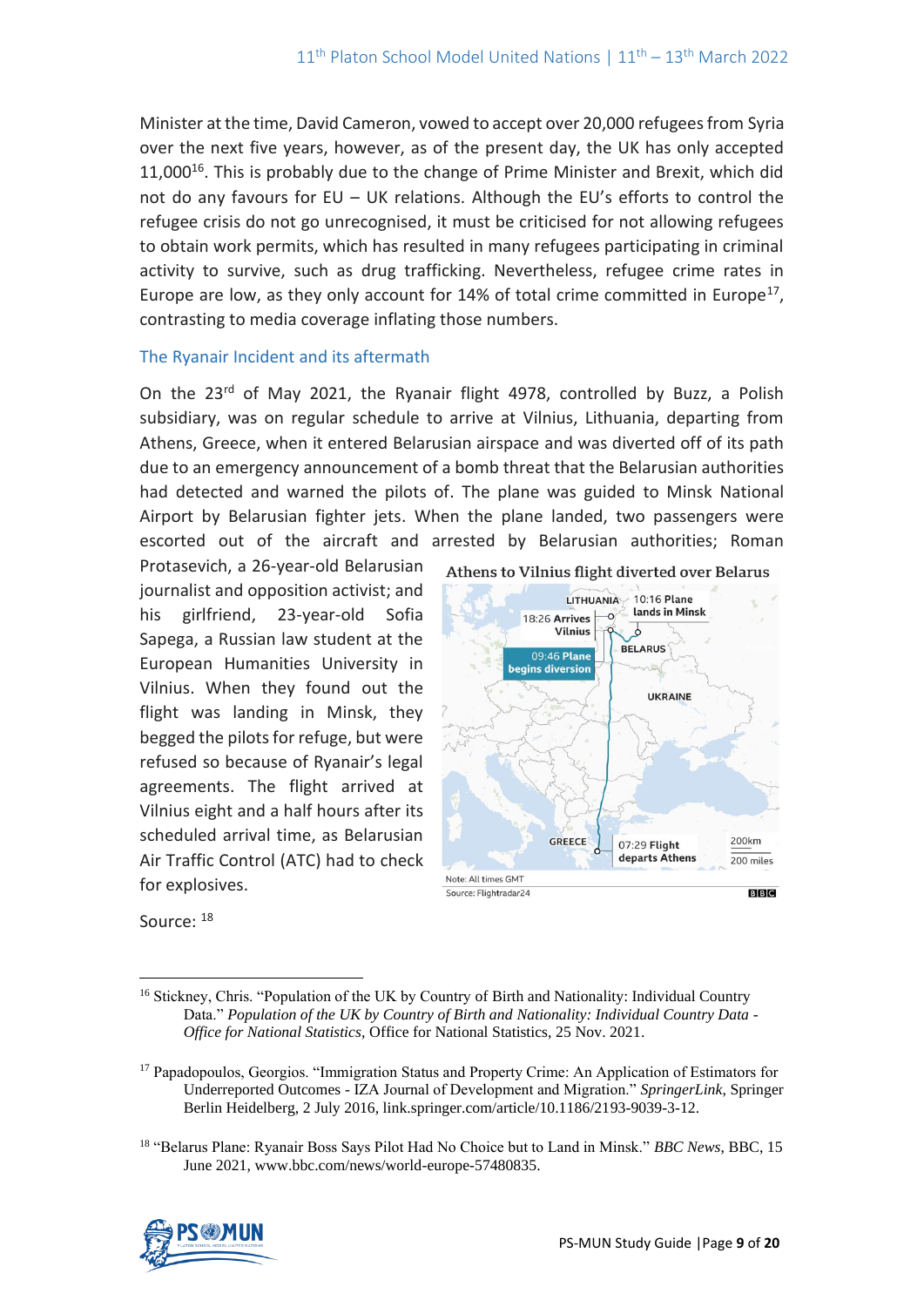Minister at the time, David Cameron, vowed to accept over 20,000 refugees from Syria over the next five years, however, as of the present day, the UK has only accepted 11,000[16]. This is probably due to the change of Prime Minister and Brexit, which did not do any favours for EU – UK relations. Although the EU's efforts to control the refugee crisis do not go unrecognised, it must be criticised for not allowing refugees to obtain work permits, which has resulted in many refugees participating in criminal activity to survive, such as drug trafficking. Nevertheless, refugee crime rates in Europe are low, as they only account for 14% of total crime committed in Europe[17], contrasting to media coverage inflating those numbers.

## The Ryanair Incident and its aftermath

On the 23rd of May 2021, the Ryanair flight 4978, controlled by Buzz, a Polish subsidiary, was on regular schedule to arrive at Vilnius, Lithuania, departing from Athens, Greece, when it entered Belarusian airspace and was diverted off of its path due to an emergency announcement of a bomb threat that the Belarusian authorities had detected and warned the pilots of. The plane was guided to Minsk National Airport by Belarusian fighter jets. When the plane landed, two passengers were escorted out of the aircraft and arrested by Belarusian authorities; Roman Protasevich, a 26-year-old Belarusian journalist and opposition activist; and his girlfriend, 23-year-old Sofia Sapega, a Russian law student at the European Humanities University in Vilnius. When they found out the flight was landing in Minsk, they begged the pilots for refuge, but were refused so because of Ryanair's legal agreements. The flight arrived at Vilnius eight and a half hours after its scheduled arrival time, as Belarusian Air Traffic Control (ATC) had to check for explosives.

**Athens to Vilnius flight diverted over Belarus**

LITHUANIA — 10:16 Plane lands in Minsk — 18:26 Arrives Vilnius — BELARUS — 09:46 Plane begins diversion — UKRAINE — GREECE — 07:29 Flight departs Athens — 200km / 200 miles

Note: All times GMT
Source: Flightradar24
BBC

Source: [18]

---

[16] Stickney, Chris. "Population of the UK by Country of Birth and Nationality: Individual Country Data." *Population of the UK by Country of Birth and Nationality: Individual Country Data - Office for National Statistics*, Office for National Statistics, 25 Nov. 2021.

[17] Papadopoulos, Georgios. "Immigration Status and Property Crime: An Application of Estimators for Underreported Outcomes - IZA Journal of Development and Migration." *SpringerLink*, Springer Berlin Heidelberg, 2 July 2016, link.springer.com/article/10.1186/2193-9039-3-12.

[18] "Belarus Plane: Ryanair Boss Says Pilot Had No Choice but to Land in Minsk." *BBC News*, BBC, 15 June 2021, www.bbc.com/news/world-europe-57480835.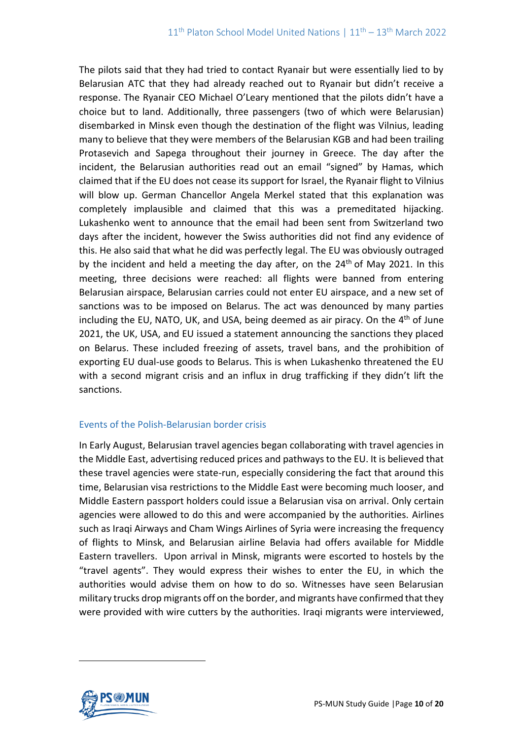The pilots said that they had tried to contact Ryanair but were essentially lied to by Belarusian ATC that they had already reached out to Ryanair but didn't receive a response. The Ryanair CEO Michael O'Leary mentioned that the pilots didn't have a choice but to land. Additionally, three passengers (two of which were Belarusian) disembarked in Minsk even though the destination of the flight was Vilnius, leading many to believe that they were members of the Belarusian KGB and had been trailing Protasevich and Sapega throughout their journey in Greece. The day after the incident, the Belarusian authorities read out an email "signed" by Hamas, which claimed that if the EU does not cease its support for Israel, the Ryanair flight to Vilnius will blow up. German Chancellor Angela Merkel stated that this explanation was completely implausible and claimed that this was a premeditated hijacking. Lukashenko went to announce that the email had been sent from Switzerland two days after the incident, however the Swiss authorities did not find any evidence of this. He also said that what he did was perfectly legal. The EU was obviously outraged by the incident and held a meeting the day after, on the 24th of May 2021. In this meeting, three decisions were reached: all flights were banned from entering Belarusian airspace, Belarusian carries could not enter EU airspace, and a new set of sanctions was to be imposed on Belarus. The act was denounced by many parties including the EU, NATO, UK, and USA, being deemed as air piracy. On the 4th of June 2021, the UK, USA, and EU issued a statement announcing the sanctions they placed on Belarus. These included freezing of assets, travel bans, and the prohibition of exporting EU dual-use goods to Belarus. This is when Lukashenko threatened the EU with a second migrant crisis and an influx in drug trafficking if they didn't lift the sanctions.

## Events of the Polish-Belarusian border crisis

In Early August, Belarusian travel agencies began collaborating with travel agencies in the Middle East, advertising reduced prices and pathways to the EU. It is believed that these travel agencies were state-run, especially considering the fact that around this time, Belarusian visa restrictions to the Middle East were becoming much looser, and Middle Eastern passport holders could issue a Belarusian visa on arrival. Only certain agencies were allowed to do this and were accompanied by the authorities. Airlines such as Iraqi Airways and Cham Wings Airlines of Syria were increasing the frequency of flights to Minsk, and Belarusian airline Belavia had offers available for Middle Eastern travellers. Upon arrival in Minsk, migrants were escorted to hostels by the "travel agents". They would express their wishes to enter the EU, in which the authorities would advise them on how to do so. Witnesses have seen Belarusian military trucks drop migrants off on the border, and migrants have confirmed that they were provided with wire cutters by the authorities. Iraqi migrants were interviewed,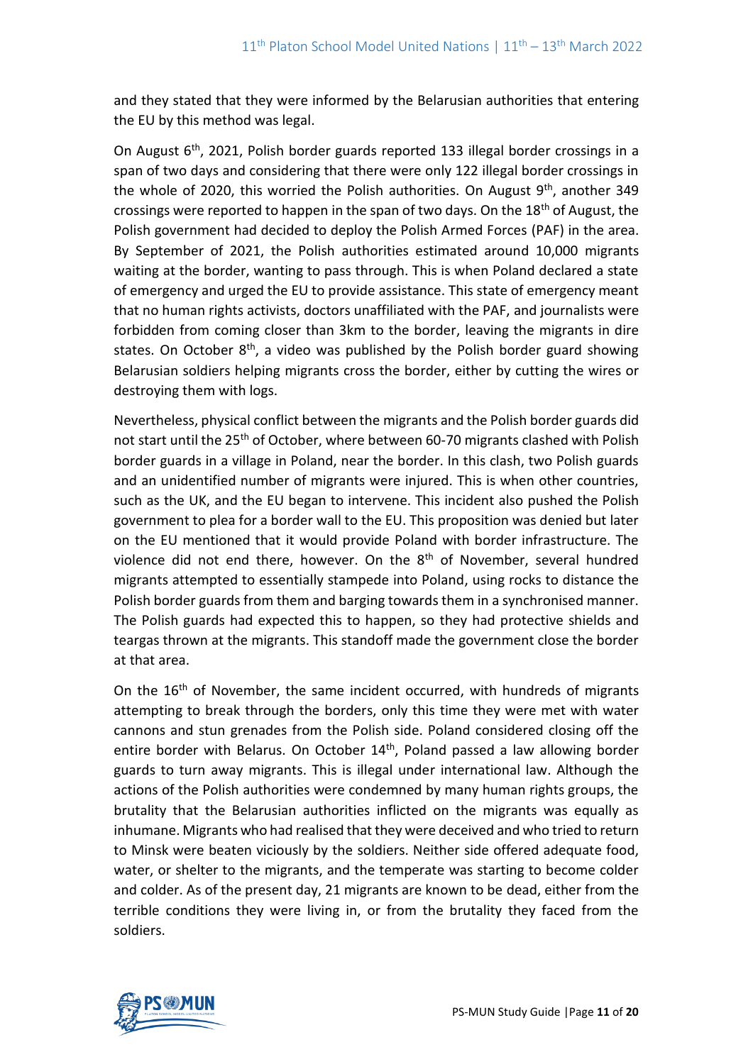and they stated that they were informed by the Belarusian authorities that entering the EU by this method was legal.

On August 6th, 2021, Polish border guards reported 133 illegal border crossings in a span of two days and considering that there were only 122 illegal border crossings in the whole of 2020, this worried the Polish authorities. On August 9th, another 349 crossings were reported to happen in the span of two days. On the 18th of August, the Polish government had decided to deploy the Polish Armed Forces (PAF) in the area. By September of 2021, the Polish authorities estimated around 10,000 migrants waiting at the border, wanting to pass through. This is when Poland declared a state of emergency and urged the EU to provide assistance. This state of emergency meant that no human rights activists, doctors unaffiliated with the PAF, and journalists were forbidden from coming closer than 3km to the border, leaving the migrants in dire states. On October 8th, a video was published by the Polish border guard showing Belarusian soldiers helping migrants cross the border, either by cutting the wires or destroying them with logs.

Nevertheless, physical conflict between the migrants and the Polish border guards did not start until the 25th of October, where between 60-70 migrants clashed with Polish border guards in a village in Poland, near the border. In this clash, two Polish guards and an unidentified number of migrants were injured. This is when other countries, such as the UK, and the EU began to intervene. This incident also pushed the Polish government to plea for a border wall to the EU. This proposition was denied but later on the EU mentioned that it would provide Poland with border infrastructure. The violence did not end there, however. On the 8th of November, several hundred migrants attempted to essentially stampede into Poland, using rocks to distance the Polish border guards from them and barging towards them in a synchronised manner. The Polish guards had expected this to happen, so they had protective shields and teargas thrown at the migrants. This standoff made the government close the border at that area.

On the 16th of November, the same incident occurred, with hundreds of migrants attempting to break through the borders, only this time they were met with water cannons and stun grenades from the Polish side. Poland considered closing off the entire border with Belarus. On October 14th, Poland passed a law allowing border guards to turn away migrants. This is illegal under international law. Although the actions of the Polish authorities were condemned by many human rights groups, the brutality that the Belarusian authorities inflicted on the migrants was equally as inhumane. Migrants who had realised that they were deceived and who tried to return to Minsk were beaten viciously by the soldiers. Neither side offered adequate food, water, or shelter to the migrants, and the temperate was starting to become colder and colder. As of the present day, 21 migrants are known to be dead, either from the terrible conditions they were living in, or from the brutality they faced from the soldiers.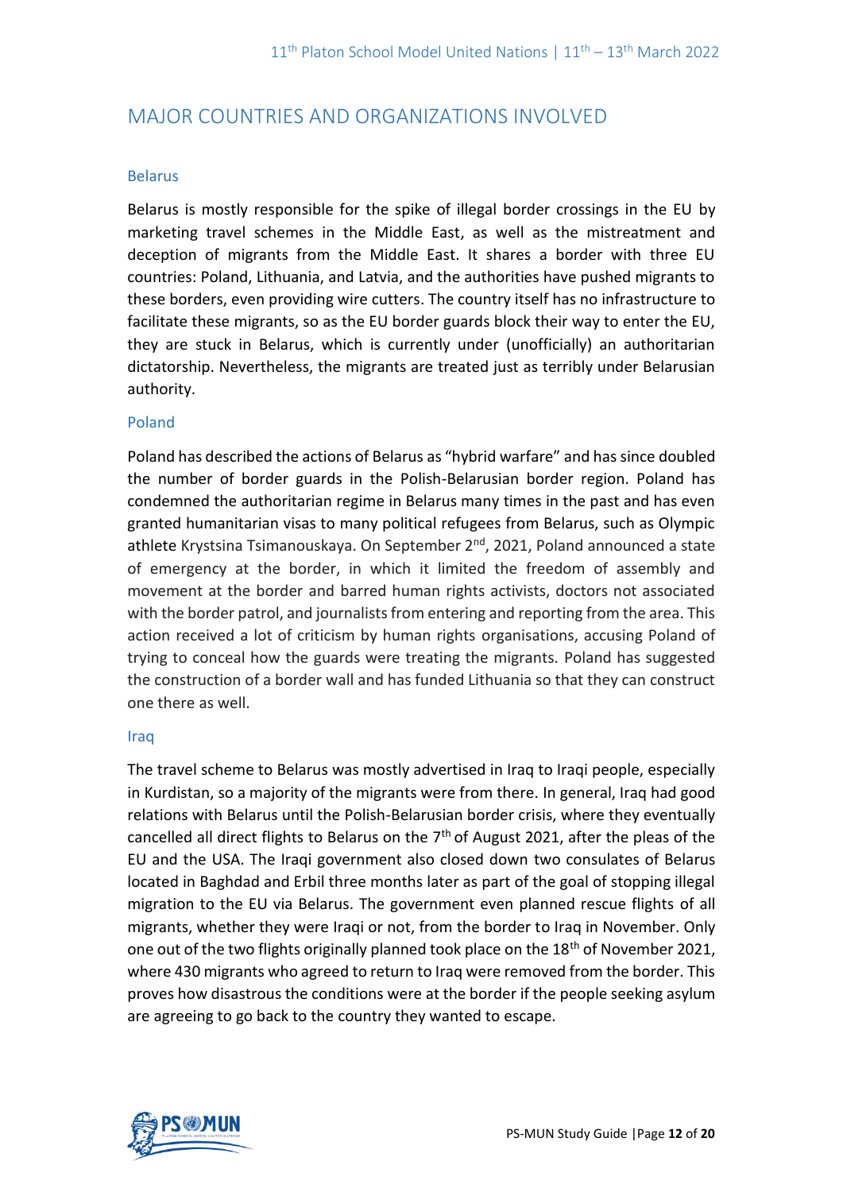## MAJOR COUNTRIES AND ORGANIZATIONS INVOLVED

### Belarus

Belarus is mostly responsible for the spike of illegal border crossings in the EU by marketing travel schemes in the Middle East, as well as the mistreatment and deception of migrants from the Middle East. It shares a border with three EU countries: Poland, Lithuania, and Latvia, and the authorities have pushed migrants to these borders, even providing wire cutters. The country itself has no infrastructure to facilitate these migrants, so as the EU border guards block their way to enter the EU, they are stuck in Belarus, which is currently under (unofficially) an authoritarian dictatorship. Nevertheless, the migrants are treated just as terribly under Belarusian authority.

### Poland

Poland has described the actions of Belarus as "hybrid warfare" and has since doubled the number of border guards in the Polish-Belarusian border region. Poland has condemned the authoritarian regime in Belarus many times in the past and has even granted humanitarian visas to many political refugees from Belarus, such as Olympic athlete Krystsina Tsimanouskaya. On September 2nd, 2021, Poland announced a state of emergency at the border, in which it limited the freedom of assembly and movement at the border and barred human rights activists, doctors not associated with the border patrol, and journalists from entering and reporting from the area. This action received a lot of criticism by human rights organisations, accusing Poland of trying to conceal how the guards were treating the migrants. Poland has suggested the construction of a border wall and has funded Lithuania so that they can construct one there as well.

### Iraq

The travel scheme to Belarus was mostly advertised in Iraq to Iraqi people, especially in Kurdistan, so a majority of the migrants were from there. In general, Iraq had good relations with Belarus until the Polish-Belarusian border crisis, where they eventually cancelled all direct flights to Belarus on the 7th of August 2021, after the pleas of the EU and the USA. The Iraqi government also closed down two consulates of Belarus located in Baghdad and Erbil three months later as part of the goal of stopping illegal migration to the EU via Belarus. The government even planned rescue flights of all migrants, whether they were Iraqi or not, from the border to Iraq in November. Only one out of the two flights originally planned took place on the 18th of November 2021, where 430 migrants who agreed to return to Iraq were removed from the border. This proves how disastrous the conditions were at the border if the people seeking asylum are agreeing to go back to the country they wanted to escape.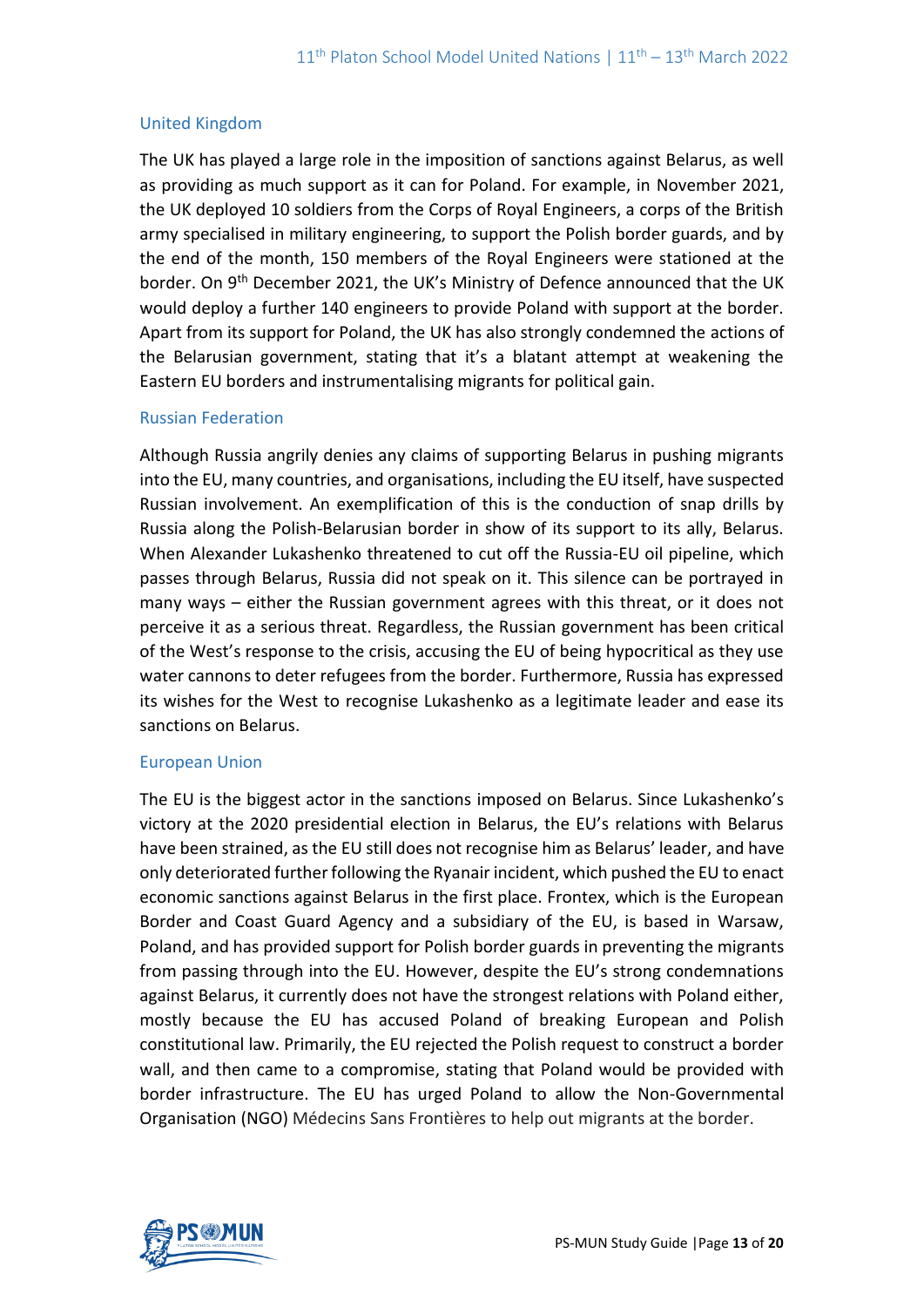### United Kingdom

The UK has played a large role in the imposition of sanctions against Belarus, as well as providing as much support as it can for Poland. For example, in November 2021, the UK deployed 10 soldiers from the Corps of Royal Engineers, a corps of the British army specialised in military engineering, to support the Polish border guards, and by the end of the month, 150 members of the Royal Engineers were stationed at the border. On 9th December 2021, the UK's Ministry of Defence announced that the UK would deploy a further 140 engineers to provide Poland with support at the border. Apart from its support for Poland, the UK has also strongly condemned the actions of the Belarusian government, stating that it's a blatant attempt at weakening the Eastern EU borders and instrumentalising migrants for political gain.

### Russian Federation

Although Russia angrily denies any claims of supporting Belarus in pushing migrants into the EU, many countries, and organisations, including the EU itself, have suspected Russian involvement. An exemplification of this is the conduction of snap drills by Russia along the Polish-Belarusian border in show of its support to its ally, Belarus. When Alexander Lukashenko threatened to cut off the Russia-EU oil pipeline, which passes through Belarus, Russia did not speak on it. This silence can be portrayed in many ways – either the Russian government agrees with this threat, or it does not perceive it as a serious threat. Regardless, the Russian government has been critical of the West's response to the crisis, accusing the EU of being hypocritical as they use water cannons to deter refugees from the border. Furthermore, Russia has expressed its wishes for the West to recognise Lukashenko as a legitimate leader and ease its sanctions on Belarus.

### European Union

The EU is the biggest actor in the sanctions imposed on Belarus. Since Lukashenko's victory at the 2020 presidential election in Belarus, the EU's relations with Belarus have been strained, as the EU still does not recognise him as Belarus' leader, and have only deteriorated further following the Ryanair incident, which pushed the EU to enact economic sanctions against Belarus in the first place. Frontex, which is the European Border and Coast Guard Agency and a subsidiary of the EU, is based in Warsaw, Poland, and has provided support for Polish border guards in preventing the migrants from passing through into the EU. However, despite the EU's strong condemnations against Belarus, it currently does not have the strongest relations with Poland either, mostly because the EU has accused Poland of breaking European and Polish constitutional law. Primarily, the EU rejected the Polish request to construct a border wall, and then came to a compromise, stating that Poland would be provided with border infrastructure. The EU has urged Poland to allow the Non-Governmental Organisation (NGO) Médecins Sans Frontières to help out migrants at the border.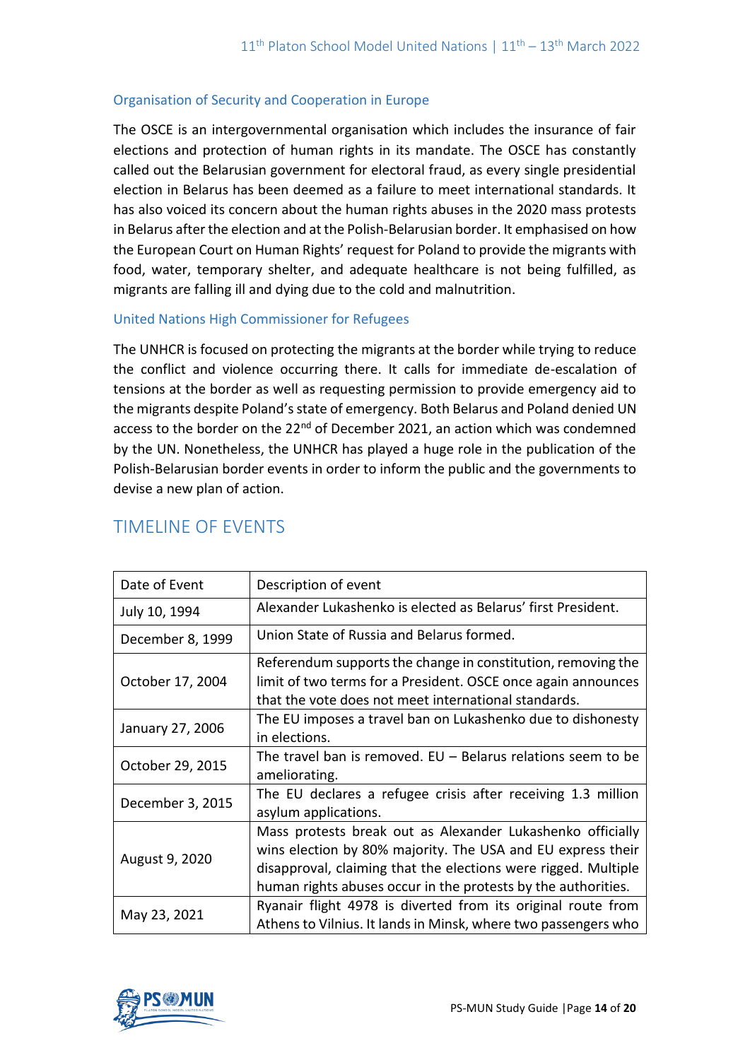### Organisation of Security and Cooperation in Europe

The OSCE is an intergovernmental organisation which includes the insurance of fair elections and protection of human rights in its mandate. The OSCE has constantly called out the Belarusian government for electoral fraud, as every single presidential election in Belarus has been deemed as a failure to meet international standards. It has also voiced its concern about the human rights abuses in the 2020 mass protests in Belarus after the election and at the Polish-Belarusian border. It emphasised on how the European Court on Human Rights' request for Poland to provide the migrants with food, water, temporary shelter, and adequate healthcare is not being fulfilled, as migrants are falling ill and dying due to the cold and malnutrition.

### United Nations High Commissioner for Refugees

The UNHCR is focused on protecting the migrants at the border while trying to reduce the conflict and violence occurring there. It calls for immediate de-escalation of tensions at the border as well as requesting permission to provide emergency aid to the migrants despite Poland's state of emergency. Both Belarus and Poland denied UN access to the border on the 22nd of December 2021, an action which was condemned by the UN. Nonetheless, the UNHCR has played a huge role in the publication of the Polish-Belarusian border events in order to inform the public and the governments to devise a new plan of action.

## TIMELINE OF EVENTS

| Date of Event | Description of event |
|---|---|
| July 10, 1994 | Alexander Lukashenko is elected as Belarus' first President. |
| December 8, 1999 | Union State of Russia and Belarus formed. |
| October 17, 2004 | Referendum supports the change in constitution, removing the limit of two terms for a President. OSCE once again announces that the vote does not meet international standards. |
| January 27, 2006 | The EU imposes a travel ban on Lukashenko due to dishonesty in elections. |
| October 29, 2015 | The travel ban is removed. EU – Belarus relations seem to be ameliorating. |
| December 3, 2015 | The EU declares a refugee crisis after receiving 1.3 million asylum applications. |
| August 9, 2020 | Mass protests break out as Alexander Lukashenko officially wins election by 80% majority. The USA and EU express their disapproval, claiming that the elections were rigged. Multiple human rights abuses occur in the protests by the authorities. |
| May 23, 2021 | Ryanair flight 4978 is diverted from its original route from Athens to Vilnius. It lands in Minsk, where two passengers who |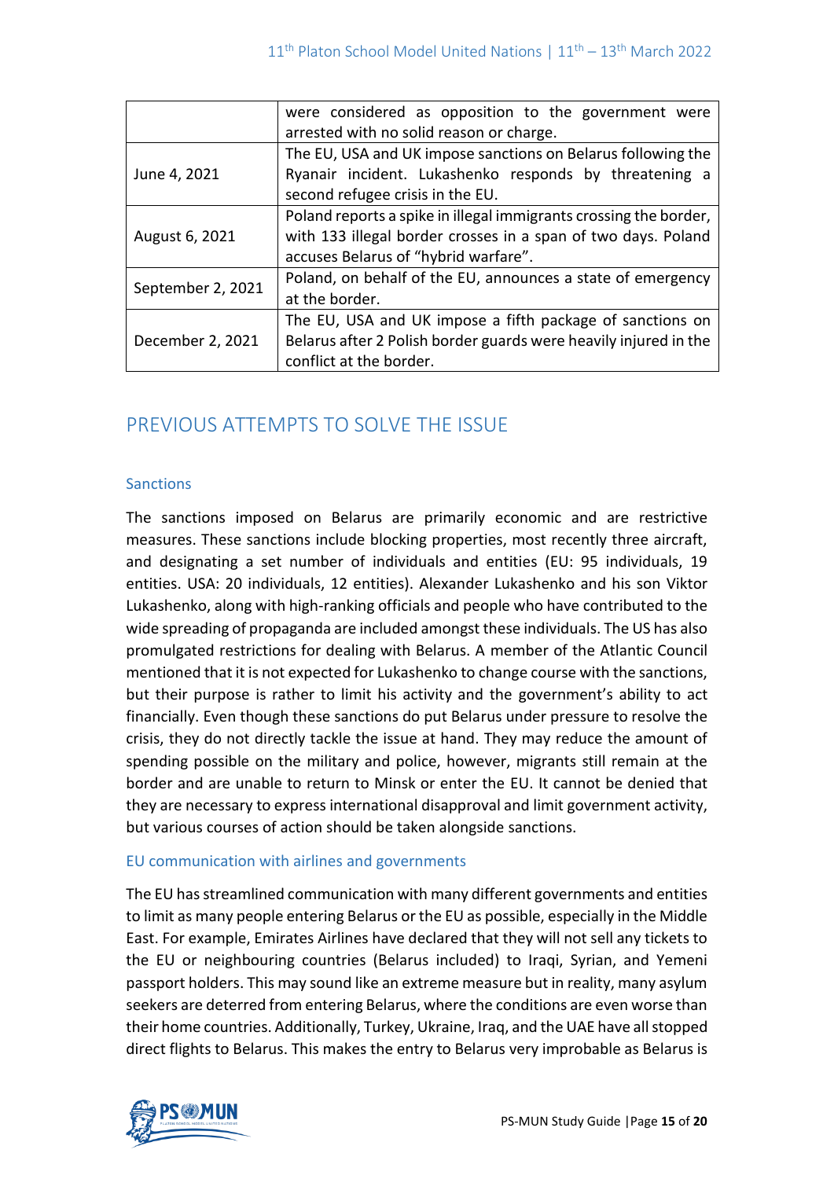|  |  |
| --- | --- |
|  | were considered as opposition to the government were arrested with no solid reason or charge. |
| June 4, 2021 | The EU, USA and UK impose sanctions on Belarus following the Ryanair incident. Lukashenko responds by threatening a second refugee crisis in the EU. |
| August 6, 2021 | Poland reports a spike in illegal immigrants crossing the border, with 133 illegal border crosses in a span of two days. Poland accuses Belarus of "hybrid warfare". |
| September 2, 2021 | Poland, on behalf of the EU, announces a state of emergency at the border. |
| December 2, 2021 | The EU, USA and UK impose a fifth package of sanctions on Belarus after 2 Polish border guards were heavily injured in the conflict at the border. |

## PREVIOUS ATTEMPTS TO SOLVE THE ISSUE

### Sanctions

The sanctions imposed on Belarus are primarily economic and are restrictive measures. These sanctions include blocking properties, most recently three aircraft, and designating a set number of individuals and entities (EU: 95 individuals, 19 entities. USA: 20 individuals, 12 entities). Alexander Lukashenko and his son Viktor Lukashenko, along with high-ranking officials and people who have contributed to the wide spreading of propaganda are included amongst these individuals. The US has also promulgated restrictions for dealing with Belarus. A member of the Atlantic Council mentioned that it is not expected for Lukashenko to change course with the sanctions, but their purpose is rather to limit his activity and the government's ability to act financially. Even though these sanctions do put Belarus under pressure to resolve the crisis, they do not directly tackle the issue at hand. They may reduce the amount of spending possible on the military and police, however, migrants still remain at the border and are unable to return to Minsk or enter the EU. It cannot be denied that they are necessary to express international disapproval and limit government activity, but various courses of action should be taken alongside sanctions.

### EU communication with airlines and governments

The EU has streamlined communication with many different governments and entities to limit as many people entering Belarus or the EU as possible, especially in the Middle East. For example, Emirates Airlines have declared that they will not sell any tickets to the EU or neighbouring countries (Belarus included) to Iraqi, Syrian, and Yemeni passport holders. This may sound like an extreme measure but in reality, many asylum seekers are deterred from entering Belarus, where the conditions are even worse than their home countries. Additionally, Turkey, Ukraine, Iraq, and the UAE have all stopped direct flights to Belarus. This makes the entry to Belarus very improbable as Belarus is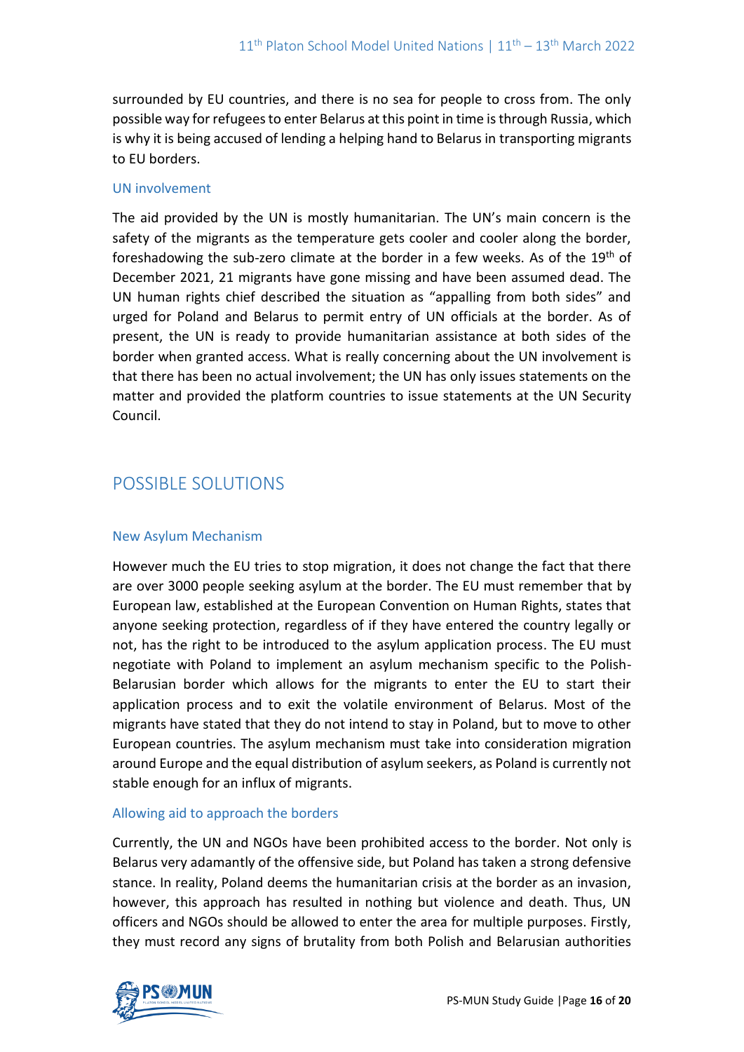surrounded by EU countries, and there is no sea for people to cross from. The only possible way for refugees to enter Belarus at this point in time is through Russia, which is why it is being accused of lending a helping hand to Belarus in transporting migrants to EU borders.

### UN involvement

The aid provided by the UN is mostly humanitarian. The UN's main concern is the safety of the migrants as the temperature gets cooler and cooler along the border, foreshadowing the sub-zero climate at the border in a few weeks. As of the 19th of December 2021, 21 migrants have gone missing and have been assumed dead. The UN human rights chief described the situation as "appalling from both sides" and urged for Poland and Belarus to permit entry of UN officials at the border. As of present, the UN is ready to provide humanitarian assistance at both sides of the border when granted access. What is really concerning about the UN involvement is that there has been no actual involvement; the UN has only issues statements on the matter and provided the platform countries to issue statements at the UN Security Council.

## POSSIBLE SOLUTIONS

### New Asylum Mechanism

However much the EU tries to stop migration, it does not change the fact that there are over 3000 people seeking asylum at the border. The EU must remember that by European law, established at the European Convention on Human Rights, states that anyone seeking protection, regardless of if they have entered the country legally or not, has the right to be introduced to the asylum application process. The EU must negotiate with Poland to implement an asylum mechanism specific to the Polish-Belarusian border which allows for the migrants to enter the EU to start their application process and to exit the volatile environment of Belarus. Most of the migrants have stated that they do not intend to stay in Poland, but to move to other European countries. The asylum mechanism must take into consideration migration around Europe and the equal distribution of asylum seekers, as Poland is currently not stable enough for an influx of migrants.

### Allowing aid to approach the borders

Currently, the UN and NGOs have been prohibited access to the border. Not only is Belarus very adamantly of the offensive side, but Poland has taken a strong defensive stance. In reality, Poland deems the humanitarian crisis at the border as an invasion, however, this approach has resulted in nothing but violence and death. Thus, UN officers and NGOs should be allowed to enter the area for multiple purposes. Firstly, they must record any signs of brutality from both Polish and Belarusian authorities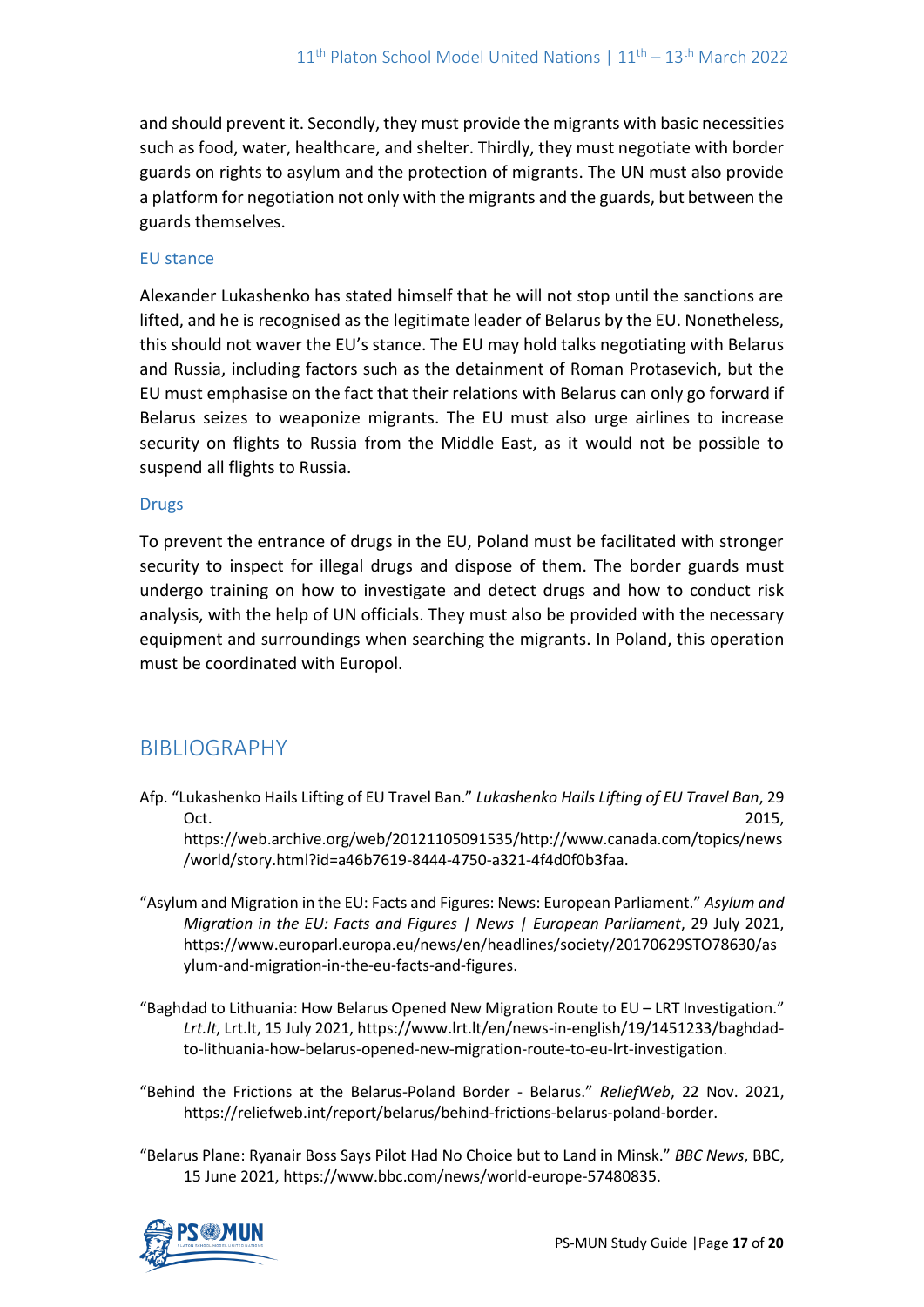and should prevent it. Secondly, they must provide the migrants with basic necessities such as food, water, healthcare, and shelter. Thirdly, they must negotiate with border guards on rights to asylum and the protection of migrants. The UN must also provide a platform for negotiation not only with the migrants and the guards, but between the guards themselves.

### EU stance

Alexander Lukashenko has stated himself that he will not stop until the sanctions are lifted, and he is recognised as the legitimate leader of Belarus by the EU. Nonetheless, this should not waver the EU's stance. The EU may hold talks negotiating with Belarus and Russia, including factors such as the detainment of Roman Protasevich, but the EU must emphasise on the fact that their relations with Belarus can only go forward if Belarus seizes to weaponize migrants. The EU must also urge airlines to increase security on flights to Russia from the Middle East, as it would not be possible to suspend all flights to Russia.

### Drugs

To prevent the entrance of drugs in the EU, Poland must be facilitated with stronger security to inspect for illegal drugs and dispose of them. The border guards must undergo training on how to investigate and detect drugs and how to conduct risk analysis, with the help of UN officials. They must also be provided with the necessary equipment and surroundings when searching the migrants. In Poland, this operation must be coordinated with Europol.

## BIBLIOGRAPHY

Afp. "Lukashenko Hails Lifting of EU Travel Ban." *Lukashenko Hails Lifting of EU Travel Ban*, 29 Oct. 2015, https://web.archive.org/web/20121105091535/http://www.canada.com/topics/news/world/story.html?id=a46b7619-8444-4750-a321-4f4d0f0b3faa.

"Asylum and Migration in the EU: Facts and Figures: News: European Parliament." *Asylum and Migration in the EU: Facts and Figures | News | European Parliament*, 29 July 2021, https://www.europarl.europa.eu/news/en/headlines/society/20170629STO78630/asylum-and-migration-in-the-eu-facts-and-figures.

"Baghdad to Lithuania: How Belarus Opened New Migration Route to EU – LRT Investigation." *Lrt.lt*, Lrt.lt, 15 July 2021, https://www.lrt.lt/en/news-in-english/19/1451233/baghdad-to-lithuania-how-belarus-opened-new-migration-route-to-eu-lrt-investigation.

"Behind the Frictions at the Belarus-Poland Border - Belarus." *ReliefWeb*, 22 Nov. 2021, https://reliefweb.int/report/belarus/behind-frictions-belarus-poland-border.

"Belarus Plane: Ryanair Boss Says Pilot Had No Choice but to Land in Minsk." *BBC News*, BBC, 15 June 2021, https://www.bbc.com/news/world-europe-57480835.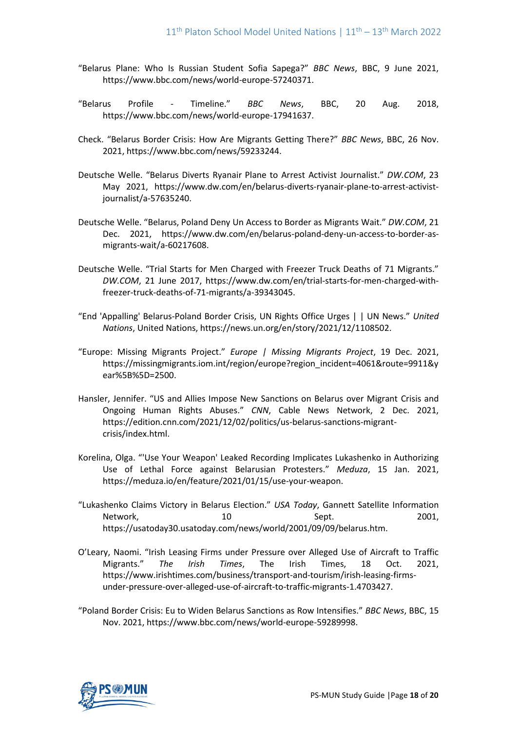"Belarus Plane: Who Is Russian Student Sofia Sapega?" *BBC News*, BBC, 9 June 2021, https://www.bbc.com/news/world-europe-57240371.

"Belarus Profile - Timeline." *BBC News*, BBC, 20 Aug. 2018, https://www.bbc.com/news/world-europe-17941637.

Check. "Belarus Border Crisis: How Are Migrants Getting There?" *BBC News*, BBC, 26 Nov. 2021, https://www.bbc.com/news/59233244.

Deutsche Welle. "Belarus Diverts Ryanair Plane to Arrest Activist Journalist." *DW.COM*, 23 May 2021, https://www.dw.com/en/belarus-diverts-ryanair-plane-to-arrest-activist-journalist/a-57635240.

Deutsche Welle. "Belarus, Poland Deny Un Access to Border as Migrants Wait." *DW.COM*, 21 Dec. 2021, https://www.dw.com/en/belarus-poland-deny-un-access-to-border-as-migrants-wait/a-60217608.

Deutsche Welle. "Trial Starts for Men Charged with Freezer Truck Deaths of 71 Migrants." *DW.COM*, 21 June 2017, https://www.dw.com/en/trial-starts-for-men-charged-with-freezer-truck-deaths-of-71-migrants/a-39343045.

"End 'Appalling' Belarus-Poland Border Crisis, UN Rights Office Urges | | UN News." *United Nations*, United Nations, https://news.un.org/en/story/2021/12/1108502.

"Europe: Missing Migrants Project." *Europe | Missing Migrants Project*, 19 Dec. 2021, https://missingmigrants.iom.int/region/europe?region_incident=4061&route=9911&year%5B%5D=2500.

Hansler, Jennifer. "US and Allies Impose New Sanctions on Belarus over Migrant Crisis and Ongoing Human Rights Abuses." *CNN*, Cable News Network, 2 Dec. 2021, https://edition.cnn.com/2021/12/02/politics/us-belarus-sanctions-migrant-crisis/index.html.

Korelina, Olga. "'Use Your Weapon' Leaked Recording Implicates Lukashenko in Authorizing Use of Lethal Force against Belarusian Protesters." *Meduza*, 15 Jan. 2021, https://meduza.io/en/feature/2021/01/15/use-your-weapon.

"Lukashenko Claims Victory in Belarus Election." *USA Today*, Gannett Satellite Information Network, 10 Sept. 2001, https://usatoday30.usatoday.com/news/world/2001/09/09/belarus.htm.

O'Leary, Naomi. "Irish Leasing Firms under Pressure over Alleged Use of Aircraft to Traffic Migrants." *The Irish Times*, The Irish Times, 18 Oct. 2021, https://www.irishtimes.com/business/transport-and-tourism/irish-leasing-firms-under-pressure-over-alleged-use-of-aircraft-to-traffic-migrants-1.4703427.

"Poland Border Crisis: Eu to Widen Belarus Sanctions as Row Intensifies." *BBC News*, BBC, 15 Nov. 2021, https://www.bbc.com/news/world-europe-59289998.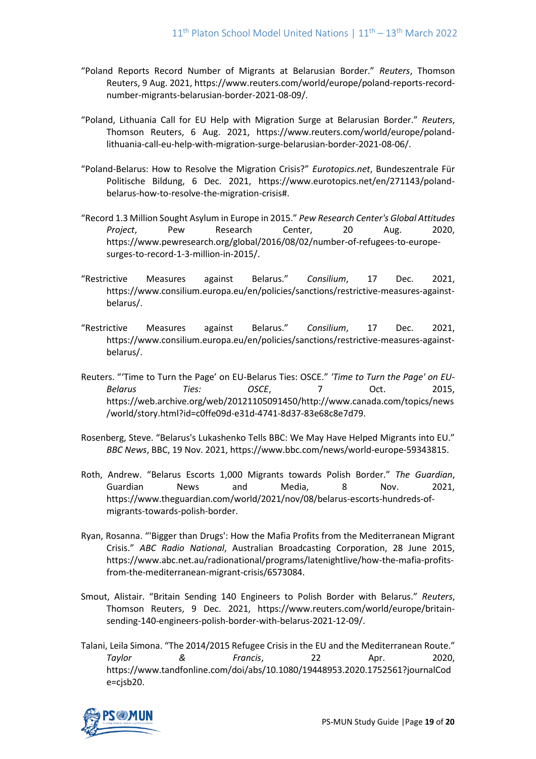"Poland Reports Record Number of Migrants at Belarusian Border." *Reuters*, Thomson Reuters, 9 Aug. 2021, https://www.reuters.com/world/europe/poland-reports-record-number-migrants-belarusian-border-2021-08-09/.

"Poland, Lithuania Call for EU Help with Migration Surge at Belarusian Border." *Reuters*, Thomson Reuters, 6 Aug. 2021, https://www.reuters.com/world/europe/poland-lithuania-call-eu-help-with-migration-surge-belarusian-border-2021-08-06/.

"Poland-Belarus: How to Resolve the Migration Crisis?" *Eurotopics.net*, Bundeszentrale Für Politische Bildung, 6 Dec. 2021, https://www.eurotopics.net/en/271143/poland-belarus-how-to-resolve-the-migration-crisis#.

"Record 1.3 Million Sought Asylum in Europe in 2015." *Pew Research Center's Global Attitudes Project*, Pew Research Center, 20 Aug. 2020, https://www.pewresearch.org/global/2016/08/02/number-of-refugees-to-europe-surges-to-record-1-3-million-in-2015/.

"Restrictive Measures against Belarus." *Consilium*, 17 Dec. 2021, https://www.consilium.europa.eu/en/policies/sanctions/restrictive-measures-against-belarus/.

"Restrictive Measures against Belarus." *Consilium*, 17 Dec. 2021, https://www.consilium.europa.eu/en/policies/sanctions/restrictive-measures-against-belarus/.

Reuters. "'Time to Turn the Page' on EU-Belarus Ties: OSCE." *'Time to Turn the Page' on EU-Belarus Ties: OSCE*, 7 Oct. 2015, https://web.archive.org/web/20121105091450/http://www.canada.com/topics/news/world/story.html?id=c0ffe09d-e31d-4741-8d37-83e68c8e7d79.

Rosenberg, Steve. "Belarus's Lukashenko Tells BBC: We May Have Helped Migrants into EU." *BBC News*, BBC, 19 Nov. 2021, https://www.bbc.com/news/world-europe-59343815.

Roth, Andrew. "Belarus Escorts 1,000 Migrants towards Polish Border." *The Guardian*, Guardian News and Media, 8 Nov. 2021, https://www.theguardian.com/world/2021/nov/08/belarus-escorts-hundreds-of-migrants-towards-polish-border.

Ryan, Rosanna. "'Bigger than Drugs': How the Mafia Profits from the Mediterranean Migrant Crisis." *ABC Radio National*, Australian Broadcasting Corporation, 28 June 2015, https://www.abc.net.au/radionational/programs/latenightlive/how-the-mafia-profits-from-the-mediterranean-migrant-crisis/6573084.

Smout, Alistair. "Britain Sending 140 Engineers to Polish Border with Belarus." *Reuters*, Thomson Reuters, 9 Dec. 2021, https://www.reuters.com/world/europe/britain-sending-140-engineers-polish-border-with-belarus-2021-12-09/.

Talani, Leila Simona. "The 2014/2015 Refugee Crisis in the EU and the Mediterranean Route." *Taylor & Francis*, 22 Apr. 2020, https://www.tandfonline.com/doi/abs/10.1080/19448953.2020.1752561?journalCode=cjsb20.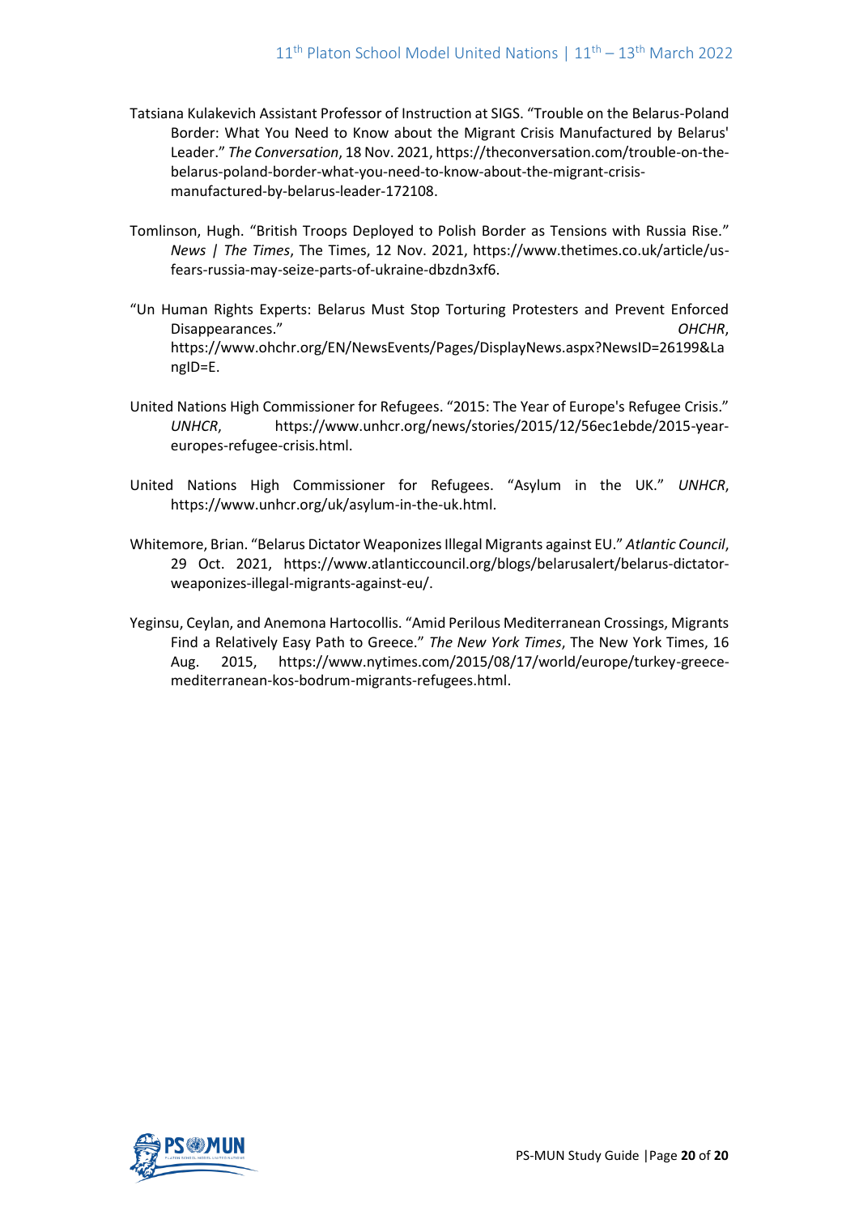Tatsiana Kulakevich Assistant Professor of Instruction at SIGS. "Trouble on the Belarus-Poland Border: What You Need to Know about the Migrant Crisis Manufactured by Belarus' Leader." *The Conversation*, 18 Nov. 2021, https://theconversation.com/trouble-on-the-belarus-poland-border-what-you-need-to-know-about-the-migrant-crisis-manufactured-by-belarus-leader-172108.

Tomlinson, Hugh. "British Troops Deployed to Polish Border as Tensions with Russia Rise." *News | The Times*, The Times, 12 Nov. 2021, https://www.thetimes.co.uk/article/us-fears-russia-may-seize-parts-of-ukraine-dbzdn3xf6.

"Un Human Rights Experts: Belarus Must Stop Torturing Protesters and Prevent Enforced Disappearances." *OHCHR*, https://www.ohchr.org/EN/NewsEvents/Pages/DisplayNews.aspx?NewsID=26199&LangID=E.

United Nations High Commissioner for Refugees. "2015: The Year of Europe's Refugee Crisis." *UNHCR*, https://www.unhcr.org/news/stories/2015/12/56ec1ebde/2015-year-europes-refugee-crisis.html.

United Nations High Commissioner for Refugees. "Asylum in the UK." *UNHCR*, https://www.unhcr.org/uk/asylum-in-the-uk.html.

Whitemore, Brian. "Belarus Dictator Weaponizes Illegal Migrants against EU." *Atlantic Council*, 29 Oct. 2021, https://www.atlanticcouncil.org/blogs/belarusalert/belarus-dictator-weaponizes-illegal-migrants-against-eu/.

Yeginsu, Ceylan, and Anemona Hartocollis. "Amid Perilous Mediterranean Crossings, Migrants Find a Relatively Easy Path to Greece." *The New York Times*, The New York Times, 16 Aug. 2015, https://www.nytimes.com/2015/08/17/world/europe/turkey-greece-mediterranean-kos-bodrum-migrants-refugees.html.